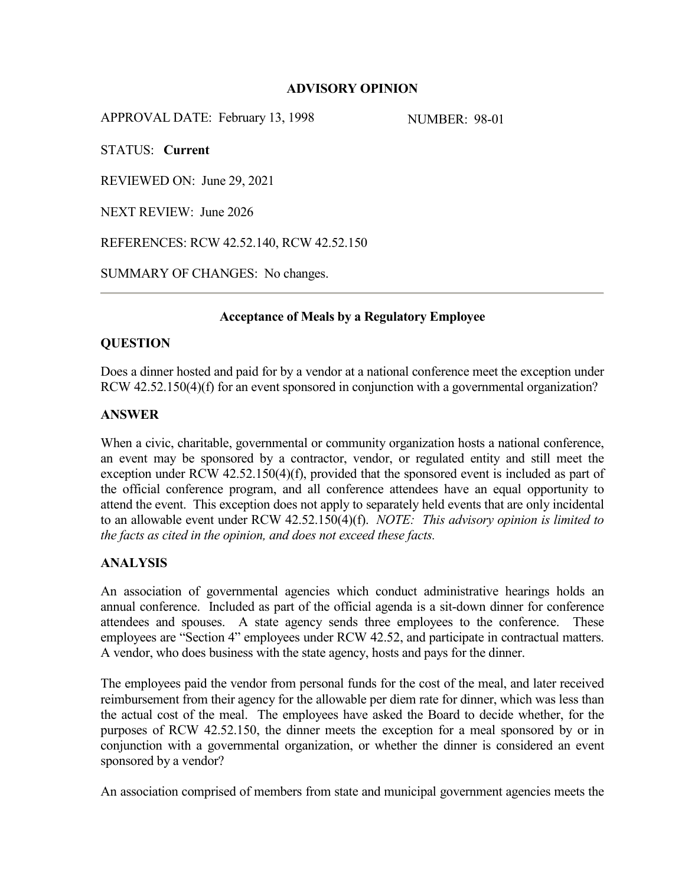# ADVISORY OPINION

APPROVAL DATE: February 13, 1998 NUMBER: 98-01

STATUS: **Current**

REVIEWED ON: June 29, 2021

NEXT REVIEW: June 2026

REFERENCES: RCW 42.52.140, RCW 42.52.150

SUMMARY OF CHANGES: No changes.

---

## Acceptance of Meals by a Regulatory Employee

### QUESTION

Does a dinner hosted and paid for by a vendor at a national conference meet the exception under RCW 42.52.150(4)(f) for an event sponsored in conjunction with a governmental organization?

### ANSWER

When a civic, charitable, governmental or community organization hosts a national conference, an event may be sponsored by a contractor, vendor, or regulated entity and still meet the exception under RCW 42.52.150(4)(f), provided that the sponsored event is included as part of the official conference program, and all conference attendees have an equal opportunity to attend the event. This exception does not apply to separately held events that are only incidental to an allowable event under RCW 42.52.150(4)(f). *NOTE: This advisory opinion is limited to the facts as cited in the opinion, and does not exceed these facts.*

### ANALYSIS

An association of governmental agencies which conduct administrative hearings holds an annual conference. Included as part of the official agenda is a sit-down dinner for conference attendees and spouses. A state agency sends three employees to the conference. These employees are "Section 4" employees under RCW 42.52, and participate in contractual matters. A vendor, who does business with the state agency, hosts and pays for the dinner.

The employees paid the vendor from personal funds for the cost of the meal, and later received reimbursement from their agency for the allowable per diem rate for dinner, which was less than the actual cost of the meal. The employees have asked the Board to decide whether, for the purposes of RCW 42.52.150, the dinner meets the exception for a meal sponsored by or in conjunction with a governmental organization, or whether the dinner is considered an event sponsored by a vendor?

An association comprised of members from state and municipal government agencies meets the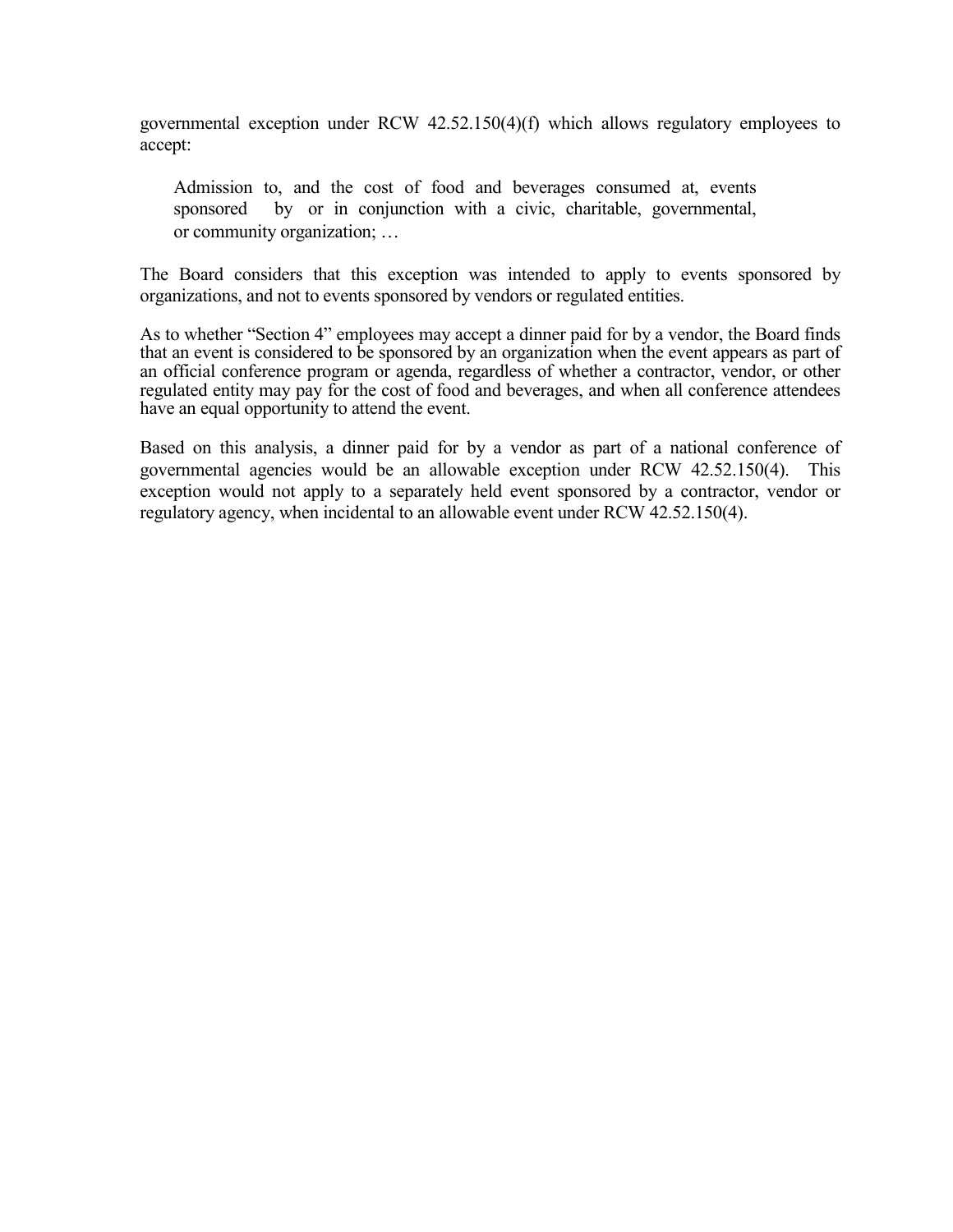governmental exception under RCW 42.52.150(4)(f) which allows regulatory employees to accept:

> Admission to, and the cost of food and beverages consumed at, events sponsored by or in conjunction with a civic, charitable, governmental, or community organization; …

The Board considers that this exception was intended to apply to events sponsored by organizations, and not to events sponsored by vendors or regulated entities.

As to whether "Section 4" employees may accept a dinner paid for by a vendor, the Board finds that an event is considered to be sponsored by an organization when the event appears as part of an official conference program or agenda, regardless of whether a contractor, vendor, or other regulated entity may pay for the cost of food and beverages, and when all conference attendees have an equal opportunity to attend the event.

Based on this analysis, a dinner paid for by a vendor as part of a national conference of governmental agencies would be an allowable exception under RCW 42.52.150(4). This exception would not apply to a separately held event sponsored by a contractor, vendor or regulatory agency, when incidental to an allowable event under RCW 42.52.150(4).